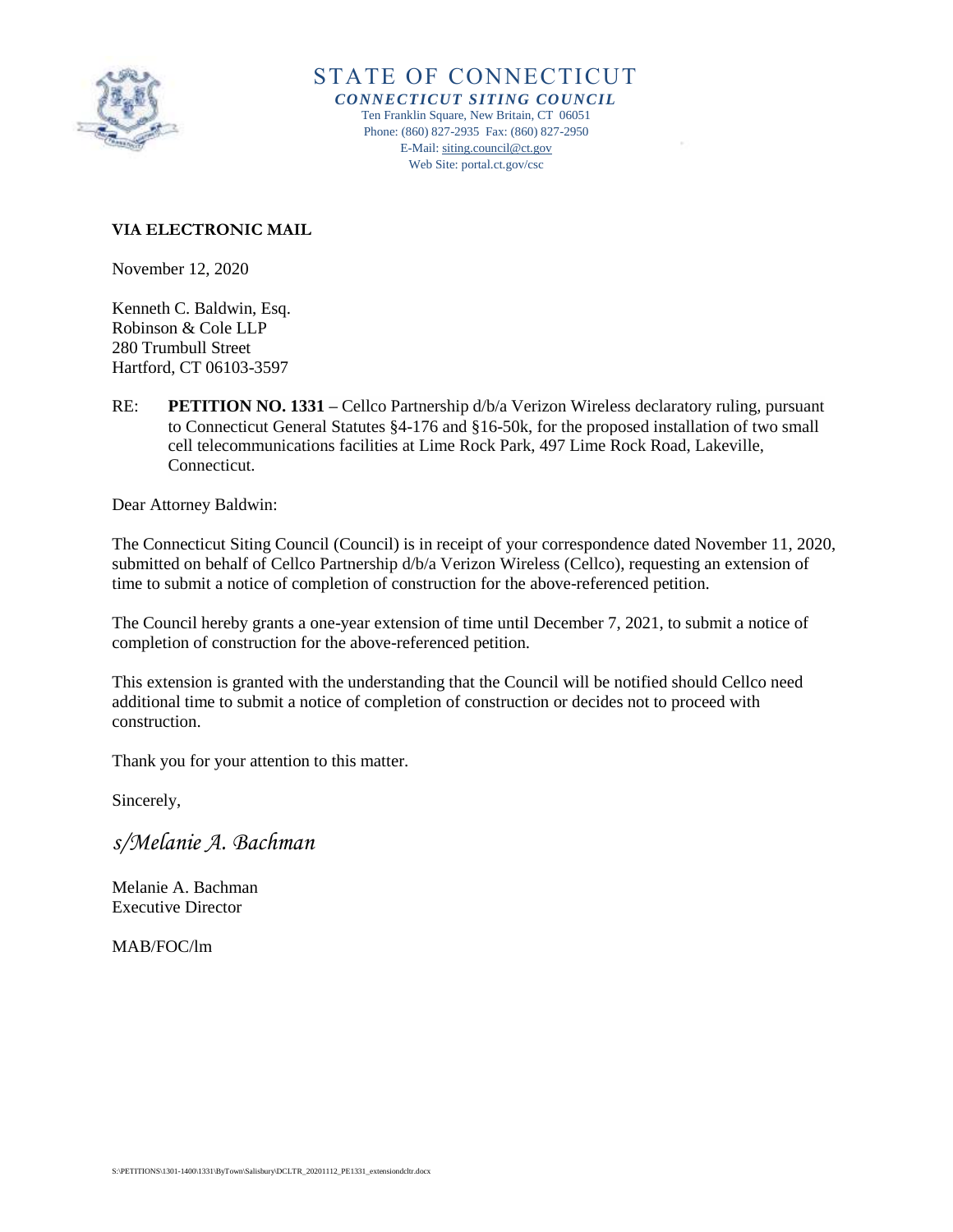# STATE OF CONNECTICUT

***CONNECTICUT SITING COUNCIL***

Ten Franklin Square, New Britain, CT 06051
Phone: (860) 827-2935 Fax: (860) 827-2950
E-Mail: siting.council@ct.gov
Web Site: portal.ct.gov/csc

**VIA ELECTRONIC MAIL**

November 12, 2020

Kenneth C. Baldwin, Esq.
Robinson & Cole LLP
280 Trumbull Street
Hartford, CT 06103-3597

RE: **PETITION NO. 1331 –** Cellco Partnership d/b/a Verizon Wireless declaratory ruling, pursuant to Connecticut General Statutes §4-176 and §16-50k, for the proposed installation of two small cell telecommunications facilities at Lime Rock Park, 497 Lime Rock Road, Lakeville, Connecticut.

Dear Attorney Baldwin:

The Connecticut Siting Council (Council) is in receipt of your correspondence dated November 11, 2020, submitted on behalf of Cellco Partnership d/b/a Verizon Wireless (Cellco), requesting an extension of time to submit a notice of completion of construction for the above-referenced petition.

The Council hereby grants a one-year extension of time until December 7, 2021, to submit a notice of completion of construction for the above-referenced petition.

This extension is granted with the understanding that the Council will be notified should Cellco need additional time to submit a notice of completion of construction or decides not to proceed with construction.

Thank you for your attention to this matter.

Sincerely,

*s/Melanie A. Bachman*

Melanie A. Bachman
Executive Director

MAB/FOC/lm

S:\PETITIONS\1301-1400\1331\ByTown\Salisbury\DCLTR_20201112_PE1331_extensiondcltr.docx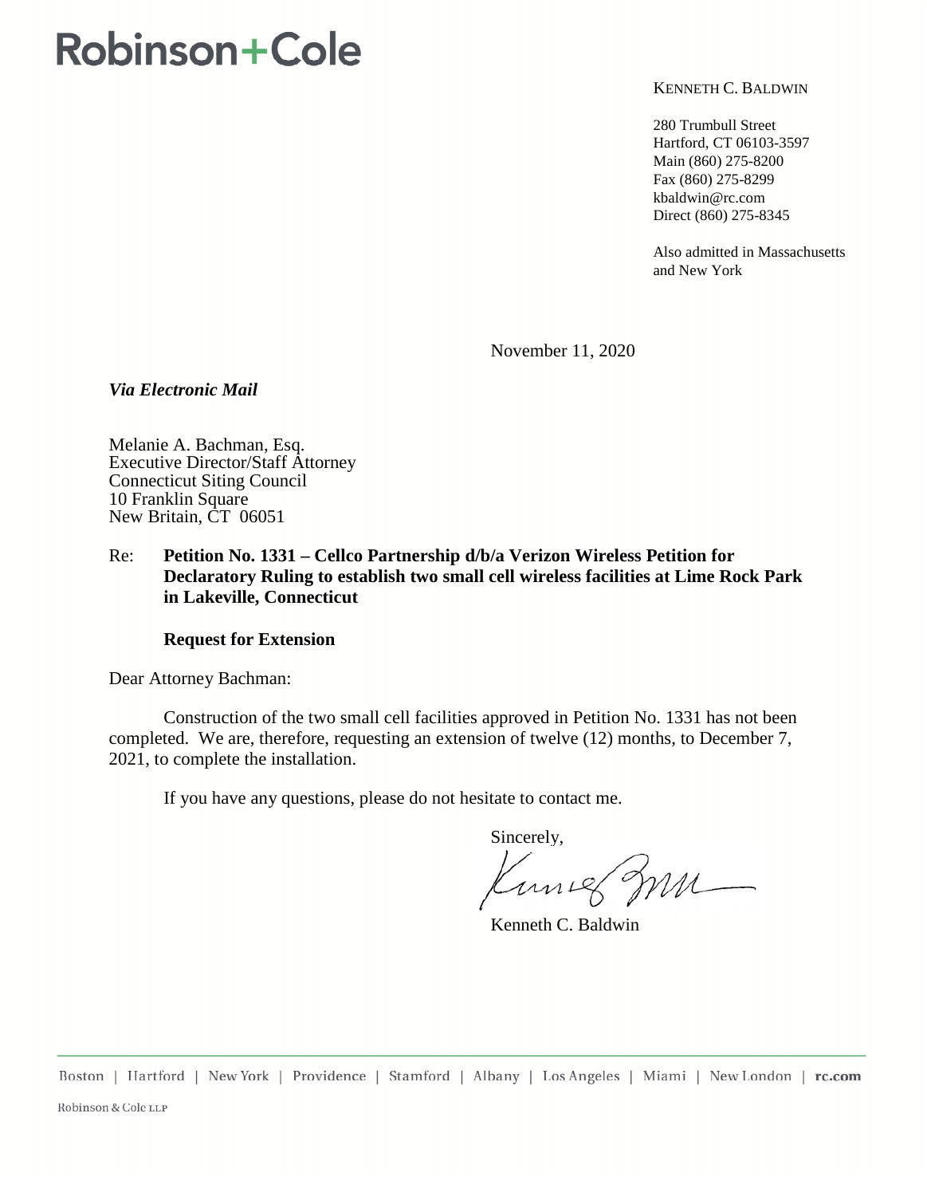Robinson+Cole

KENNETH C. BALDWIN

280 Trumbull Street
Hartford, CT 06103-3597
Main (860) 275-8200
Fax (860) 275-8299
kbaldwin@rc.com
Direct (860) 275-8345

Also admitted in Massachusetts
and New York

November 11, 2020

***Via Electronic Mail***

Melanie A. Bachman, Esq.
Executive Director/Staff Attorney
Connecticut Siting Council
10 Franklin Square
New Britain, CT 06051

Re: **Petition No. 1331 – Cellco Partnership d/b/a Verizon Wireless Petition for Declaratory Ruling to establish two small cell wireless facilities at Lime Rock Park in Lakeville, Connecticut**

**Request for Extension**

Dear Attorney Bachman:

Construction of the two small cell facilities approved in Petition No. 1331 has not been completed. We are, therefore, requesting an extension of twelve (12) months, to December 7, 2021, to complete the installation.

If you have any questions, please do not hesitate to contact me.

Sincerely,

Kenneth C. Baldwin

Boston | Hartford | New York | Providence | Stamford | Albany | Los Angeles | Miami | New London | **rc.com**

Robinson & Cole LLP